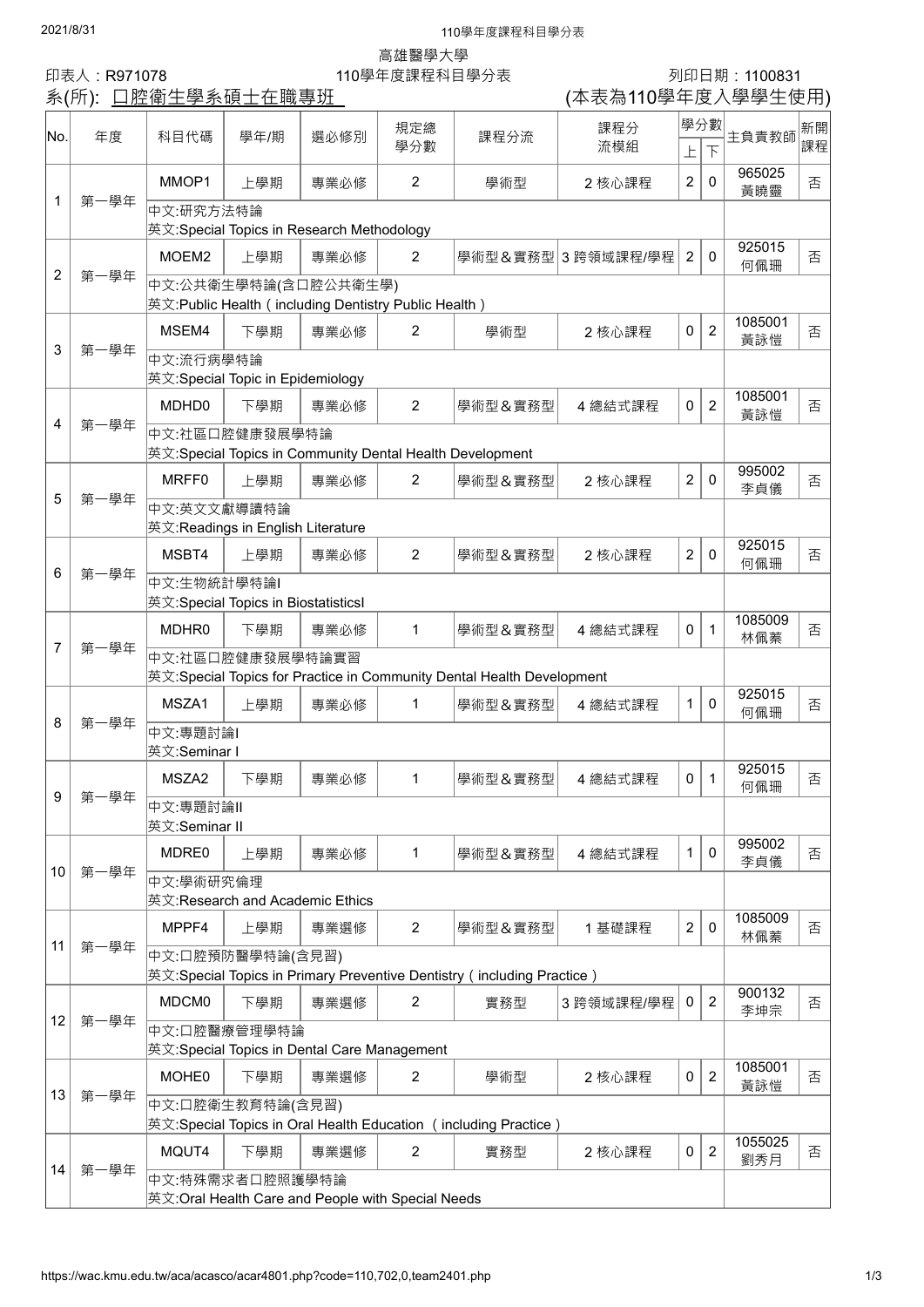高雄醫學大學

印表人：R971078　　110學年度課程科目學分表　　列印日期：1100831

系(所): 口腔衛生學系碩士在職專班　　(本表為110學年度入學學生使用)

| No. | 年度 | 科目代碼 | 學年/期 | 選必修別 | 規定總學分數 | 課程分流 | 課程分流模組 | 學分數 上 | 學分數 下 | 主負責教師 | 新開課程 |
|---|---|---|---|---|---|---|---|---|---|---|---|
| 1 | 第一學年 | MMOP1 | 上學期 | 專業必修 | 2 | 學術型 | 2 核心課程 | 2 | 0 | 965025 黃曉靈 | 否 |
| | | 中文:研究方法特論<br>英文:Special Topics in Research Methodology | | | | | | | | | |
| 2 | 第一學年 | MOEM2 | 上學期 | 專業必修 | 2 | 學術型＆實務型 | 3 跨領域課程/學程 | 2 | 0 | 925015 何佩珊 | 否 |
| | | 中文:公共衛生學特論(含口腔公共衛生學)<br>英文:Public Health（including Dentistry Public Health） | | | | | | | | | |
| 3 | 第一學年 | MSEM4 | 下學期 | 專業必修 | 2 | 學術型 | 2 核心課程 | 0 | 2 | 1085001 黃詠愷 | 否 |
| | | 中文:流行病學特論<br>英文:Special Topic in Epidemiology | | | | | | | | | |
| 4 | 第一學年 | MDHD0 | 下學期 | 專業必修 | 2 | 學術型＆實務型 | 4 總結式課程 | 0 | 2 | 1085001 黃詠愷 | 否 |
| | | 中文:社區口腔健康發展學特論<br>英文:Special Topics in Community Dental Health Development | | | | | | | | | |
| 5 | 第一學年 | MRFF0 | 上學期 | 專業必修 | 2 | 學術型＆實務型 | 2 核心課程 | 2 | 0 | 995002 李貞儀 | 否 |
| | | 中文:英文文獻導讀特論<br>英文:Readings in English Literature | | | | | | | | | |
| 6 | 第一學年 | MSBT4 | 上學期 | 專業必修 | 2 | 學術型＆實務型 | 2 核心課程 | 2 | 0 | 925015 何佩珊 | 否 |
| | | 中文:生物統計學特論I<br>英文:Special Topics in BiostatisticsI | | | | | | | | | |
| 7 | 第一學年 | MDHR0 | 下學期 | 專業必修 | 1 | 學術型＆實務型 | 4 總結式課程 | 0 | 1 | 1085009 林佩蓁 | 否 |
| | | 中文:社區口腔健康發展學特論實習<br>英文:Special Topics for Practice in Community Dental Health Development | | | | | | | | | |
| 8 | 第一學年 | MSZA1 | 上學期 | 專業必修 | 1 | 學術型＆實務型 | 4 總結式課程 | 1 | 0 | 925015 何佩珊 | 否 |
| | | 中文:專題討論I<br>英文:Seminar I | | | | | | | | | |
| 9 | 第一學年 | MSZA2 | 下學期 | 專業必修 | 1 | 學術型＆實務型 | 4 總結式課程 | 0 | 1 | 925015 何佩珊 | 否 |
| | | 中文:專題討論II<br>英文:Seminar II | | | | | | | | | |
| 10 | 第一學年 | MDRE0 | 上學期 | 專業必修 | 1 | 學術型＆實務型 | 4 總結式課程 | 1 | 0 | 995002 李貞儀 | 否 |
| | | 中文:學術研究倫理<br>英文:Research and Academic Ethics | | | | | | | | | |
| 11 | 第一學年 | MPPF4 | 上學期 | 專業選修 | 2 | 學術型＆實務型 | 1 基礎課程 | 2 | 0 | 1085009 林佩蓁 | 否 |
| | | 中文:口腔預防醫學特論(含見習)<br>英文:Special Topics in Primary Preventive Dentistry（including Practice） | | | | | | | | | |
| 12 | 第一學年 | MDCM0 | 下學期 | 專業選修 | 2 | 實務型 | 3 跨領域課程/學程 | 0 | 2 | 900132 李坤宗 | 否 |
| | | 中文:口腔醫療管理學特論<br>英文:Special Topics in Dental Care Management | | | | | | | | | |
| 13 | 第一學年 | MOHE0 | 下學期 | 專業選修 | 2 | 學術型 | 2 核心課程 | 0 | 2 | 1085001 黃詠愷 | 否 |
| | | 中文:口腔衛生教育特論(含見習)<br>英文:Special Topics in Oral Health Education （including Practice） | | | | | | | | | |
| 14 | 第一學年 | MQUT4 | 下學期 | 專業選修 | 2 | 實務型 | 2 核心課程 | 0 | 2 | 1055025 劉秀月 | 否 |
| | | 中文:特殊需求者口腔照護學特論<br>英文:Oral Health Care and People with Special Needs | | | | | | | | | |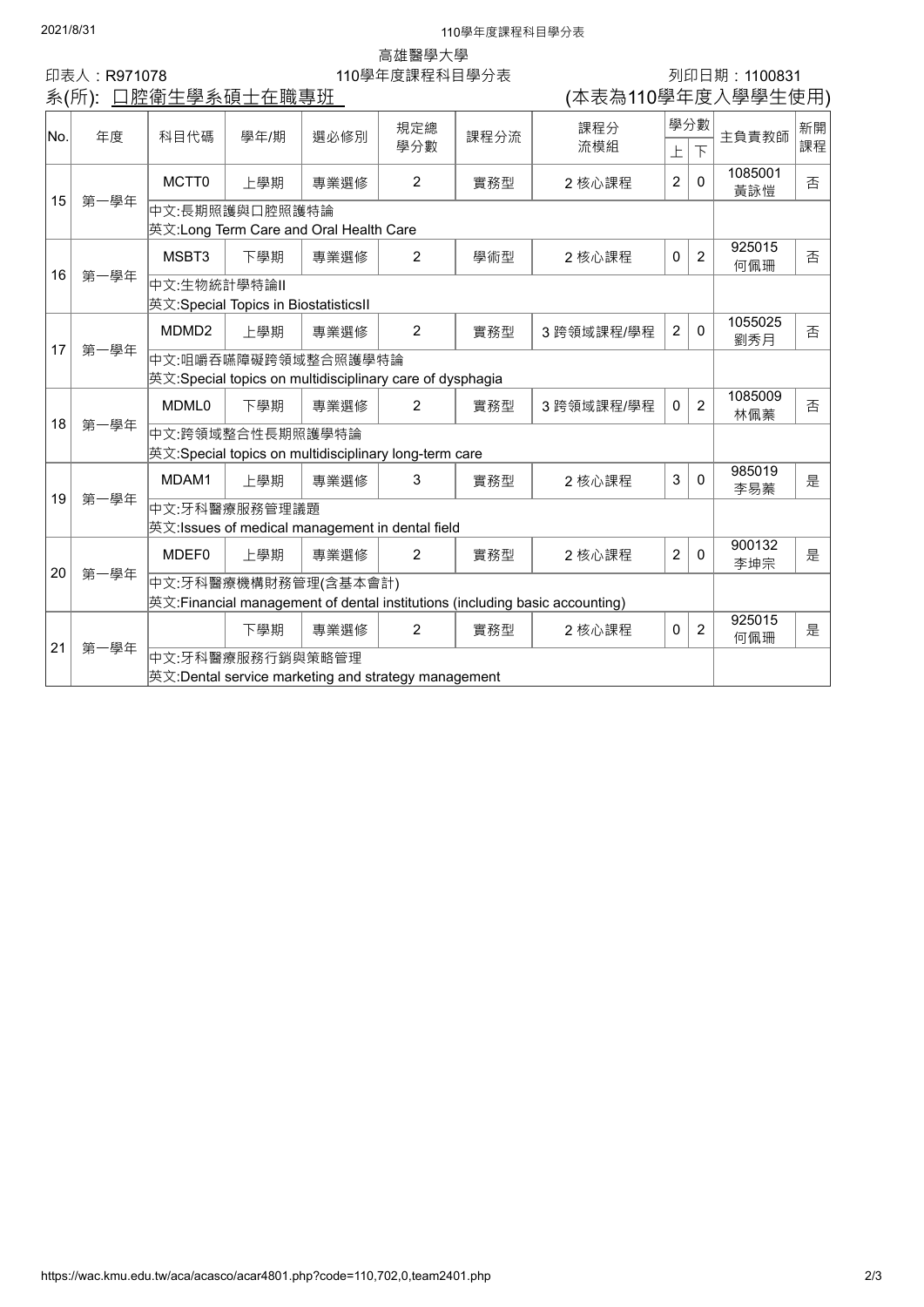高雄醫學大學

印表人：R971078　　110學年度課程科目學分表　　列印日期：1100831

系(所): 口腔衛生學系碩士在職專班　　(本表為110學年度入學學生使用)

| No. | 年度 | 科目代碼 | 學年/期 | 選必修別 | 規定總學分數 | 課程分流 | 課程分流模組 | 學分數 上 | 學分數 下 | 主負責教師 | 新開課程 |
|---|---|---|---|---|---|---|---|---|---|---|---|
| 15 | 第一學年 | MCTT0 | 上學期 | 專業選修 | 2 | 實務型 | 2 核心課程 | 2 | 0 | 1085001 黃詠愷 | 否 |
| | | 中文:長期照護與口腔照護特論<br>英文:Long Term Care and Oral Health Care | | | | | | | | | |
| 16 | 第一學年 | MSBT3 | 下學期 | 專業選修 | 2 | 學術型 | 2 核心課程 | 0 | 2 | 925015 何佩珊 | 否 |
| | | 中文:生物統計學特論II<br>英文:Special Topics in BiostatisticsII | | | | | | | | | |
| 17 | 第一學年 | MDMD2 | 上學期 | 專業選修 | 2 | 實務型 | 3 跨領域課程/學程 | 2 | 0 | 1055025 劉秀月 | 否 |
| | | 中文:咀嚼吞嚥障礙跨領域整合照護學特論<br>英文:Special topics on multidisciplinary care of dysphagia | | | | | | | | | |
| 18 | 第一學年 | MDML0 | 下學期 | 專業選修 | 2 | 實務型 | 3 跨領域課程/學程 | 0 | 2 | 1085009 林佩蓁 | 否 |
| | | 中文:跨領域整合性長期照護學特論<br>英文:Special topics on multidisciplinary long-term care | | | | | | | | | |
| 19 | 第一學年 | MDAM1 | 上學期 | 專業選修 | 3 | 實務型 | 2 核心課程 | 3 | 0 | 985019 李易蓁 | 是 |
| | | 中文:牙科醫療服務管理議題<br>英文:Issues of medical management in dental field | | | | | | | | | |
| 20 | 第一學年 | MDEF0 | 上學期 | 專業選修 | 2 | 實務型 | 2 核心課程 | 2 | 0 | 900132 李坤宗 | 是 |
| | | 中文:牙科醫療機構財務管理(含基本會計)<br>英文:Financial management of dental institutions (including basic accounting) | | | | | | | | | |
| 21 | 第一學年 | | 下學期 | 專業選修 | 2 | 實務型 | 2 核心課程 | 0 | 2 | 925015 何佩珊 | 是 |
| | | 中文:牙科醫療服務行銷與策略管理<br>英文:Dental service marketing and strategy management | | | | | | | | | |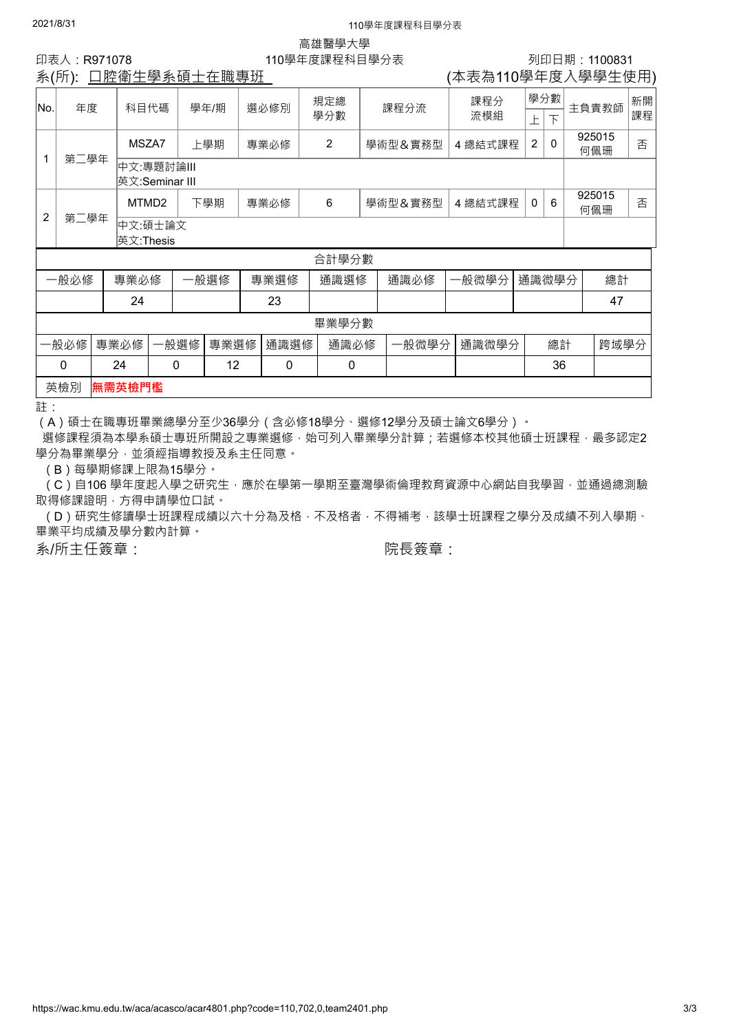高雄醫學大學

印表人：R971078　　110學年度課程科目學分表　　列印日期：1100831

系(所): 口腔衛生學系碩士在職專班　　(本表為110學年度入學學生使用)

| No. | 年度 | 科目代碼 | 學年/期 | 選必修別 | 規定總學分數 | 課程分流 | 課程分流模組 | 學分數 上 | 學分數 下 | 主負責教師 | 新開課程 |
|---|---|---|---|---|---|---|---|---|---|---|---|
| 1 | 第二學年 | MSZA7 | 上學期 | 專業必修 | 2 | 學術型&實務型 | 4 總結式課程 | 2 | 0 | 925015 何佩珊 | 否 |
| | | 中文:專題討論III<br>英文:Seminar III | | | | | | | | | |
| 2 | 第二學年 | MTMD2 | 下學期 | 專業必修 | 6 | 學術型&實務型 | 4 總結式課程 | 0 | 6 | 925015 何佩珊 | 否 |
| | | 中文:碩士論文<br>英文:Thesis | | | | | | | | | |

合計學分數

| 一般必修 | 專業必修 | 一般選修 | 專業選修 | 通識選修 | 通識必修 | 一般微學分 | 通識微學分 | 總計 |
|---|---|---|---|---|---|---|---|---|
| | 24 | | 23 | | | | | 47 |

畢業學分數

| 一般必修 | 專業必修 | 一般選修 | 專業選修 | 通識選修 | 通識必修 | 一般微學分 | 通識微學分 | 總計 | 跨域學分 |
|---|---|---|---|---|---|---|---|---|---|
| 0 | 24 | 0 | 12 | 0 | 0 | | | 36 | |

英檢別 **無需英檢門檻**

註：

（A）碩士在職專班畢業總學分至少36學分（含必修18學分、選修12學分及碩士論文6學分）。

選修課程須為本學系碩士專班所開設之專業選修，始可列入畢業學分計算；若選修本校其他碩士班課程，最多認定2學分為畢業學分，並須經指導教授及系主任同意。

（B）每學期修課上限為15學分。

（C）自106 學年度起入學之研究生，應於在學第一學期至臺灣學術倫理教育資源中心網站自我學習，並通過總測驗取得修課證明，方得申請學位口試。

（D）研究生修讀學士班課程成績以六十分為及格，不及格者，不得補考，該學士班課程之學分及成績不列入學期、畢業平均成績及學分數內計算。

系/所主任簽章：　　　　院長簽章：